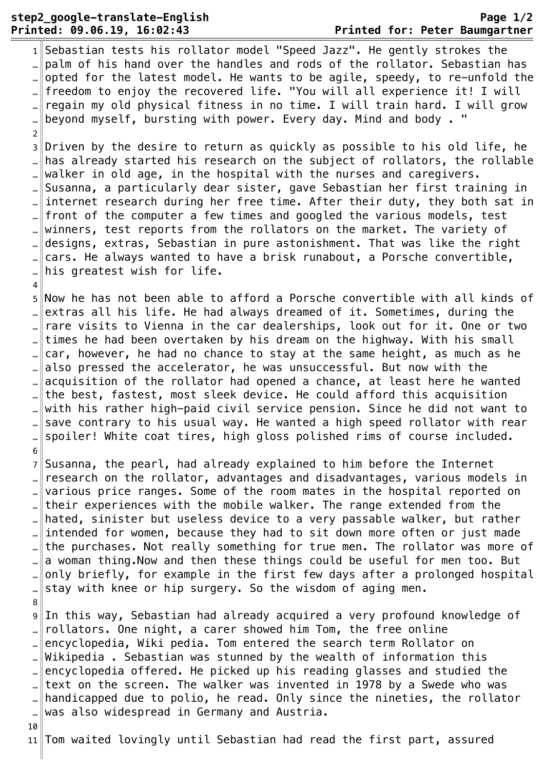Sebastian tests his rollator model "Speed Jazz". He gently strokes the palm of his hand over the handles and rods of the rollator. Sebastian has opted for the latest model. He wants to be agile, speedy, to re-unfold the freedom to enjoy the recovered life. "You will all experience it! I will regain my old physical fitness in no time. I will train hard. I will grow beyond myself, bursting with power. Every day. Mind and body . "

Driven by the desire to return as quickly as possible to his old life, he has already started his research on the subject of rollators, the rollable walker in old age, in the hospital with the nurses and caregivers. Susanna, a particularly dear sister, gave Sebastian her first training in internet research during her free time. After their duty, they both sat in front of the computer a few times and googled the various models, test winners, test reports from the rollators on the market. The variety of designs, extras, Sebastian in pure astonishment. That was like the right cars. He always wanted to have a brisk runabout, a Porsche convertible, his greatest wish for life.

Now he has not been able to afford a Porsche convertible with all kinds of extras all his life. He had always dreamed of it. Sometimes, during the rare visits to Vienna in the car dealerships, look out for it. One or two times he had been overtaken by his dream on the highway. With his small car, however, he had no chance to stay at the same height, as much as he also pressed the accelerator, he was unsuccessful. But now with the acquisition of the rollator had opened a chance, at least here he wanted the best, fastest, most sleek device. He could afford this acquisition with his rather high-paid civil service pension. Since he did not want to save contrary to his usual way. He wanted a high speed rollator with rear spoiler! White coat tires, high gloss polished rims of course included.

Susanna, the pearl, had already explained to him before the Internet research on the rollator, advantages and disadvantages, various models in various price ranges. Some of the room mates in the hospital reported on their experiences with the mobile walker. The range extended from the hated, sinister but useless device to a very passable walker, but rather intended for women, because they had to sit down more often or just made the purchases. Not really something for true men. The rollator was more of a woman thing.Now and then these things could be useful for men too. But only briefly, for example in the first few days after a prolonged hospital stay with knee or hip surgery. So the wisdom of aging men.

In this way, Sebastian had already acquired a very profound knowledge of rollators. One night, a carer showed him Tom, the free online encyclopedia, Wiki pedia. Tom entered the search term Rollator on Wikipedia . Sebastian was stunned by the wealth of information this encyclopedia offered. He picked up his reading glasses and studied the text on the screen. The walker was invented in 1978 by a Swede who was handicapped due to polio, he read. Only since the nineties, the rollator was also widespread in Germany and Austria.

Tom waited lovingly until Sebastian had read the first part, assured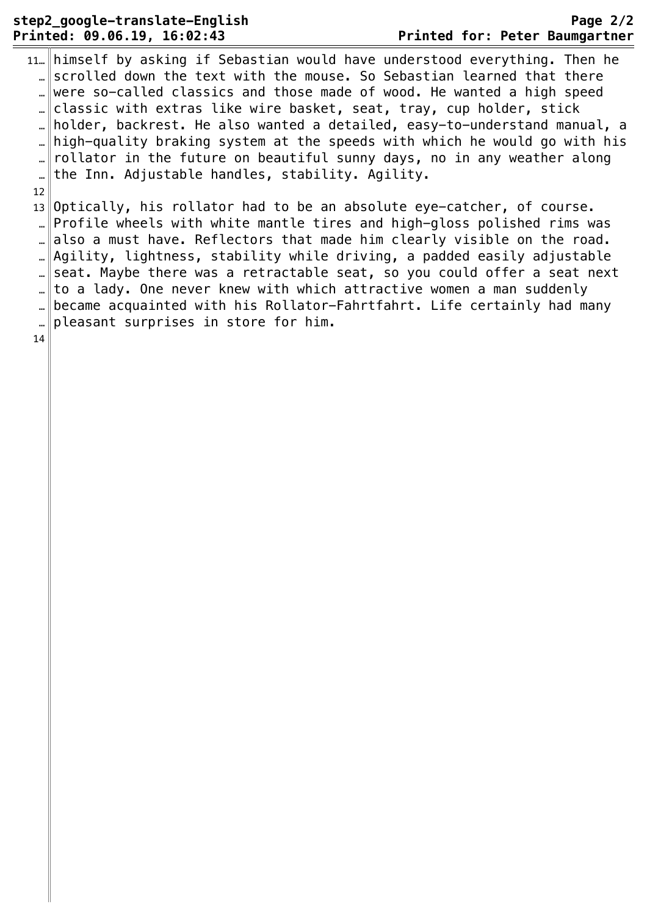himself by asking if Sebastian would have understood everything. Then he scrolled down the text with the mouse. So Sebastian learned that there were so-called classics and those made of wood. He wanted a high speed classic with extras like wire basket, seat, tray, cup holder, stick holder, backrest. He also wanted a detailed, easy-to-understand manual, a high-quality braking system at the speeds with which he would go with his rollator in the future on beautiful sunny days, no in any weather along the Inn. Adjustable handles, stability. Agility.

Optically, his rollator had to be an absolute eye-catcher, of course. Profile wheels with white mantle tires and high-gloss polished rims was also a must have. Reflectors that made him clearly visible on the road. Agility, lightness, stability while driving, a padded easily adjustable seat. Maybe there was a retractable seat, so you could offer a seat next to a lady. One never knew with which attractive women a man suddenly became acquainted with his Rollator-Fahrtfahrt. Life certainly had many pleasant surprises in store for him.